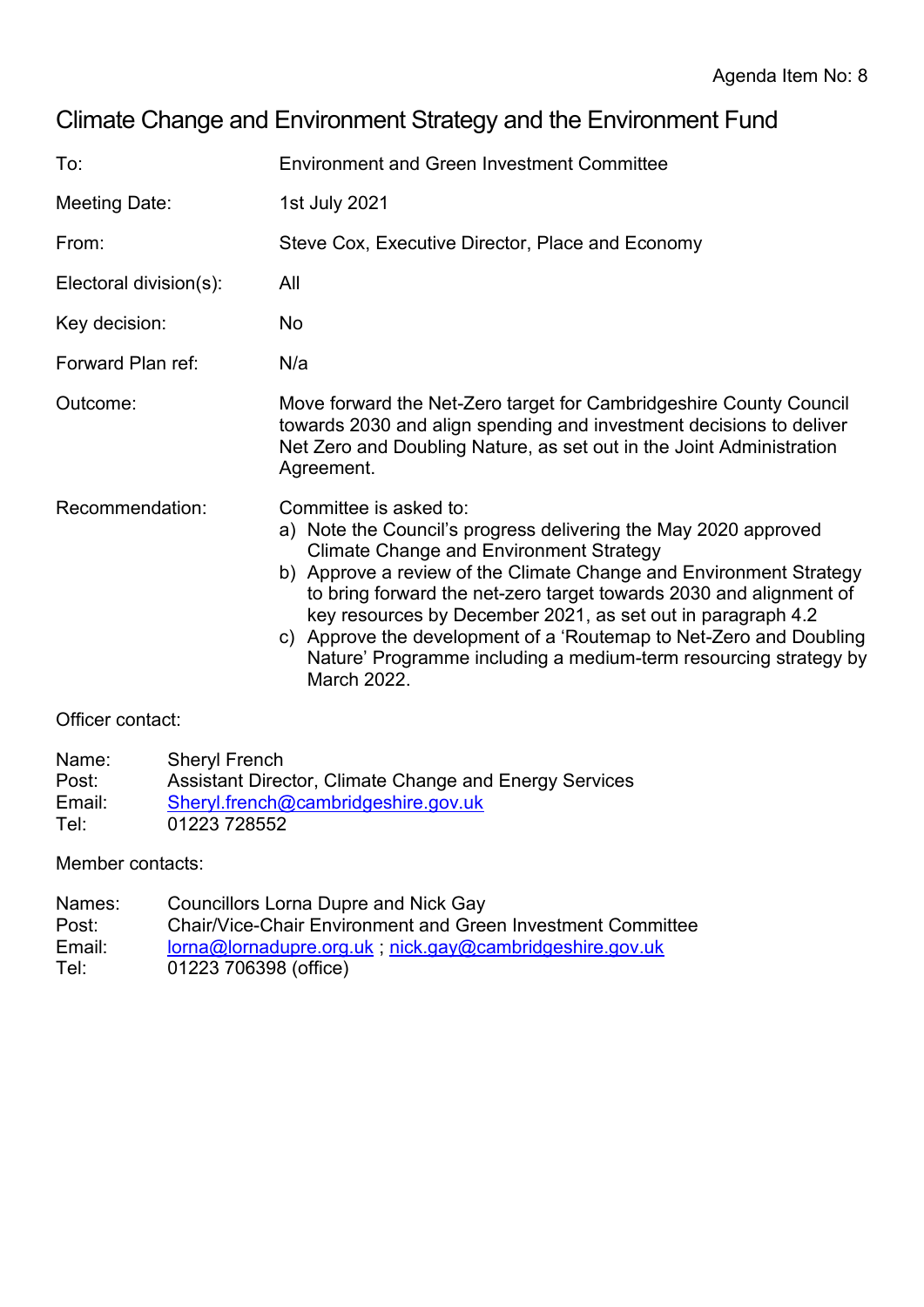Agenda Item No: 8

# Climate Change and Environment Strategy and the Environment Fund

| | |
|---|---|
| To: | Environment and Green Investment Committee |
| Meeting Date: | 1st July 2021 |
| From: | Steve Cox, Executive Director, Place and Economy |
| Electoral division(s): | All |
| Key decision: | No |
| Forward Plan ref: | N/a |
| Outcome: | Move forward the Net-Zero target for Cambridgeshire County Council towards 2030 and align spending and investment decisions to deliver Net Zero and Doubling Nature, as set out in the Joint Administration Agreement. |
| Recommendation: | Committee is asked to:<br>a) Note the Council's progress delivering the May 2020 approved Climate Change and Environment Strategy<br>b) Approve a review of the Climate Change and Environment Strategy to bring forward the net-zero target towards 2030 and alignment of key resources by December 2021, as set out in paragraph 4.2<br>c) Approve the development of a 'Routemap to Net-Zero and Doubling Nature' Programme including a medium-term resourcing strategy by March 2022. |

Officer contact:

Name: Sheryl French
Post: Assistant Director, Climate Change and Energy Services
Email: Sheryl.french@cambridgeshire.gov.uk
Tel: 01223 728552

Member contacts:

Names: Councillors Lorna Dupre and Nick Gay
Post: Chair/Vice-Chair Environment and Green Investment Committee
Email: lorna@lornadupre.org.uk ; nick.gay@cambridgeshire.gov.uk
Tel: 01223 706398 (office)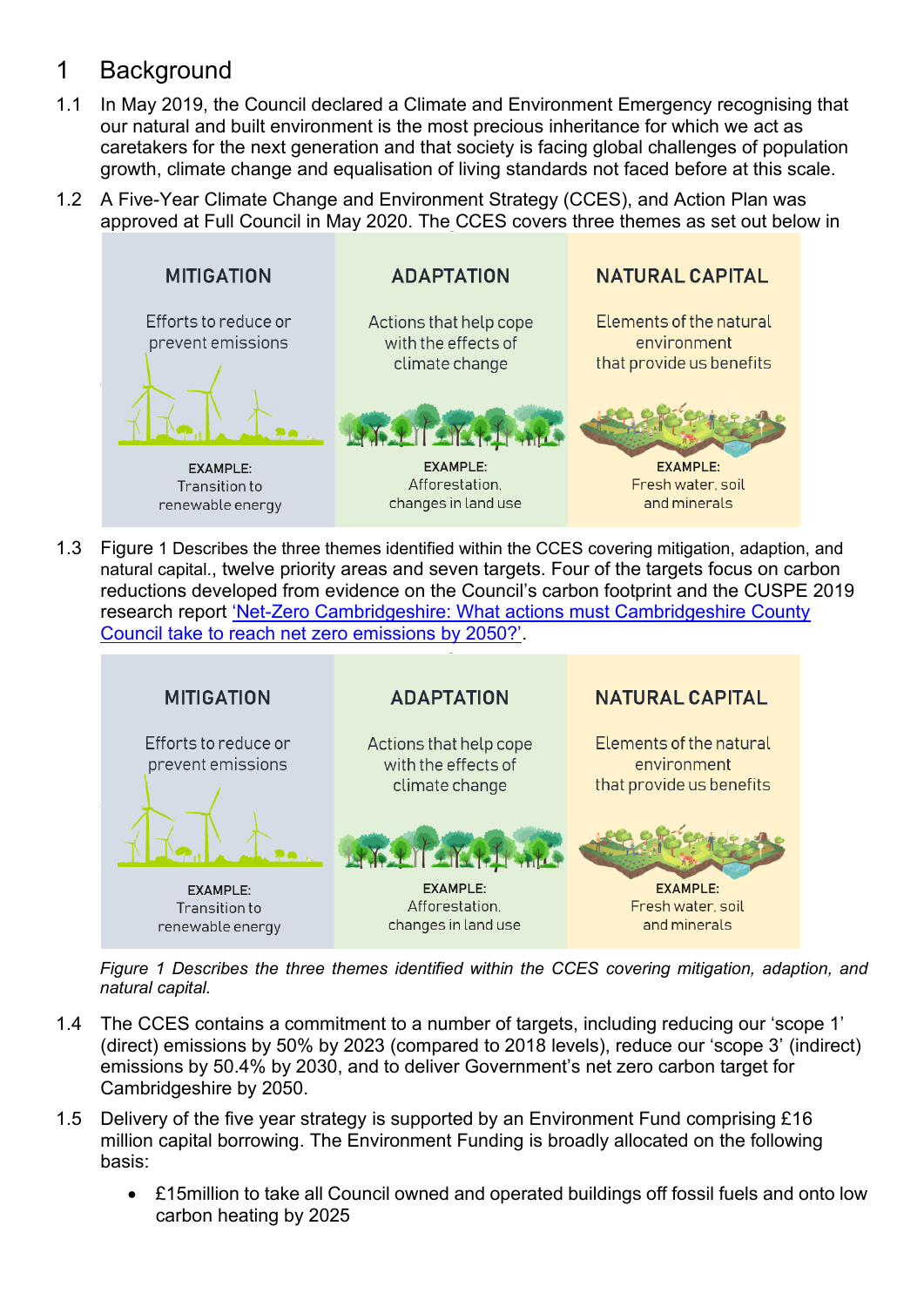# 1 Background

1.1 In May 2019, the Council declared a Climate and Environment Emergency recognising that our natural and built environment is the most precious inheritance for which we act as caretakers for the next generation and that society is facing global challenges of population growth, climate change and equalisation of living standards not faced before at this scale.

1.2 A Five-Year Climate Change and Environment Strategy (CCES), and Action Plan was approved at Full Council in May 2020. The CCES covers three themes as set out below in

| MITIGATION | ADAPTATION | NATURAL CAPITAL |
|---|---|---|
| Efforts to reduce or prevent emissions | Actions that help cope with the effects of climate change | Elements of the natural environment that provide us benefits |
| EXAMPLE: Transition to renewable energy | EXAMPLE: Afforestation, changes in land use | EXAMPLE: Fresh water, soil and minerals |

1.3 Figure 1 Describes the three themes identified within the CCES covering mitigation, adaption, and natural capital., twelve priority areas and seven targets. Four of the targets focus on carbon reductions developed from evidence on the Council's carbon footprint and the CUSPE 2019 research report 'Net-Zero Cambridgeshire: What actions must Cambridgeshire County Council take to reach net zero emissions by 2050?'.

| MITIGATION | ADAPTATION | NATURAL CAPITAL |
|---|---|---|
| Efforts to reduce or prevent emissions | Actions that help cope with the effects of climate change | Elements of the natural environment that provide us benefits |
| EXAMPLE: Transition to renewable energy | EXAMPLE: Afforestation, changes in land use | EXAMPLE: Fresh water, soil and minerals |

*Figure 1 Describes the three themes identified within the CCES covering mitigation, adaption, and natural capital.*

1.4 The CCES contains a commitment to a number of targets, including reducing our 'scope 1' (direct) emissions by 50% by 2023 (compared to 2018 levels), reduce our 'scope 3' (indirect) emissions by 50.4% by 2030, and to deliver Government's net zero carbon target for Cambridgeshire by 2050.

1.5 Delivery of the five year strategy is supported by an Environment Fund comprising £16 million capital borrowing. The Environment Funding is broadly allocated on the following basis:

- £15million to take all Council owned and operated buildings off fossil fuels and onto low carbon heating by 2025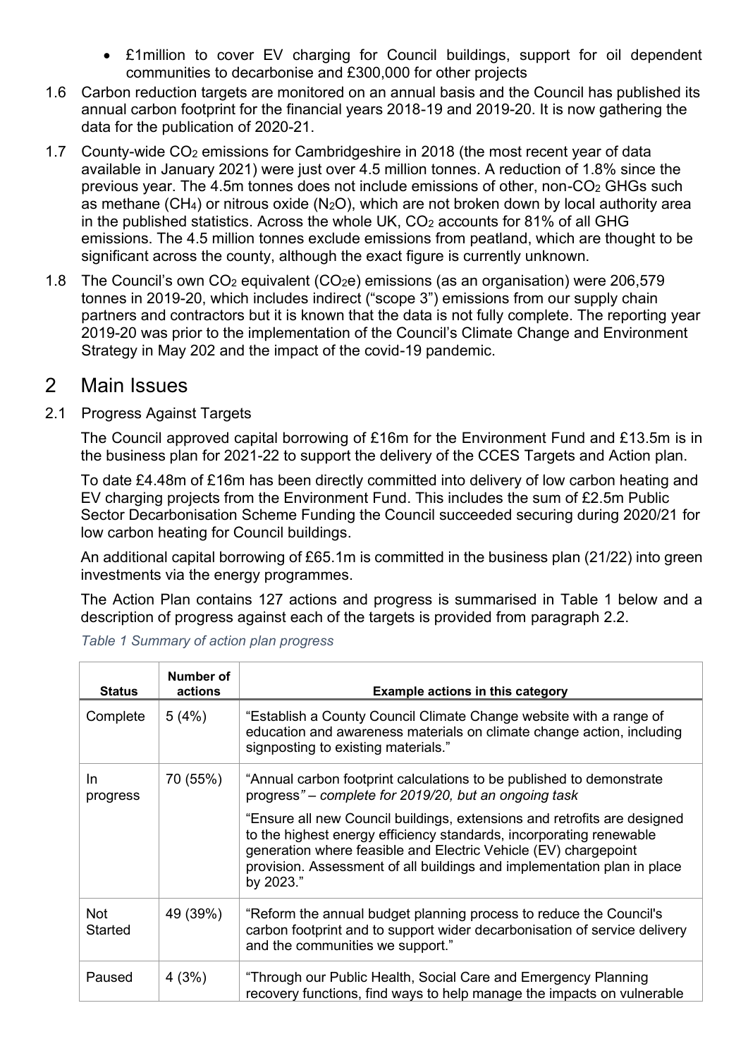- £1million to cover EV charging for Council buildings, support for oil dependent communities to decarbonise and £300,000 for other projects

1.6 Carbon reduction targets are monitored on an annual basis and the Council has published its annual carbon footprint for the financial years 2018-19 and 2019-20. It is now gathering the data for the publication of 2020-21.

1.7 County-wide $CO_2$ emissions for Cambridgeshire in 2018 (the most recent year of data available in January 2021) were just over 4.5 million tonnes. A reduction of 1.8% since the previous year. The 4.5m tonnes does not include emissions of other, non-$CO_2$ GHGs such as methane ($CH_4$) or nitrous oxide ($N_2O$), which are not broken down by local authority area in the published statistics. Across the whole UK, $CO_2$ accounts for 81% of all GHG emissions. The 4.5 million tonnes exclude emissions from peatland, which are thought to be significant across the county, although the exact figure is currently unknown.

1.8 The Council's own $CO_2$ equivalent ($CO_2e$) emissions (as an organisation) were 206,579 tonnes in 2019-20, which includes indirect ("scope 3") emissions from our supply chain partners and contractors but it is known that the data is not fully complete. The reporting year 2019-20 was prior to the implementation of the Council's Climate Change and Environment Strategy in May 202 and the impact of the covid-19 pandemic.

## 2 Main Issues

### 2.1 Progress Against Targets

The Council approved capital borrowing of £16m for the Environment Fund and £13.5m is in the business plan for 2021-22 to support the delivery of the CCES Targets and Action plan.

To date £4.48m of £16m has been directly committed into delivery of low carbon heating and EV charging projects from the Environment Fund. This includes the sum of £2.5m Public Sector Decarbonisation Scheme Funding the Council succeeded securing during 2020/21 for low carbon heating for Council buildings.

An additional capital borrowing of £65.1m is committed in the business plan (21/22) into green investments via the energy programmes.

The Action Plan contains 127 actions and progress is summarised in Table 1 below and a description of progress against each of the targets is provided from paragraph 2.2.

*Table 1 Summary of action plan progress*

| Status | Number of actions | Example actions in this category |
|---|---|---|
| Complete | 5 (4%) | "Establish a County Council Climate Change website with a range of education and awareness materials on climate change action, including signposting to existing materials." |
| In progress | 70 (55%) | "Annual carbon footprint calculations to be published to demonstrate progress" *– complete for 2019/20, but an ongoing task*<br><br>"Ensure all new Council buildings, extensions and retrofits are designed to the highest energy efficiency standards, incorporating renewable generation where feasible and Electric Vehicle (EV) chargepoint provision. Assessment of all buildings and implementation plan in place by 2023." |
| Not Started | 49 (39%) | "Reform the annual budget planning process to reduce the Council's carbon footprint and to support wider decarbonisation of service delivery and the communities we support." |
| Paused | 4 (3%) | "Through our Public Health, Social Care and Emergency Planning recovery functions, find ways to help manage the impacts on vulnerable |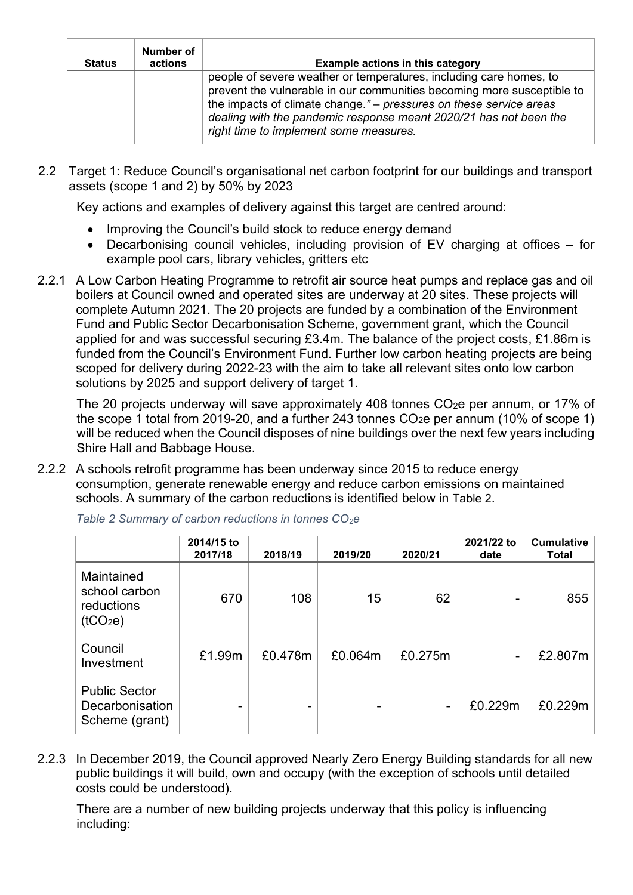| Status | Number of actions | Example actions in this category |
|---|---|---|
| | | people of severe weather or temperatures, including care homes, to prevent the vulnerable in our communities becoming more susceptible to the impacts of climate change." – *pressures on these service areas dealing with the pandemic response meant 2020/21 has not been the right time to implement some measures.* |

2.2 Target 1: Reduce Council's organisational net carbon footprint for our buildings and transport assets (scope 1 and 2) by 50% by 2023

Key actions and examples of delivery against this target are centred around:

- Improving the Council's build stock to reduce energy demand
- Decarbonising council vehicles, including provision of EV charging at offices – for example pool cars, library vehicles, gritters etc

2.2.1 A Low Carbon Heating Programme to retrofit air source heat pumps and replace gas and oil boilers at Council owned and operated sites are underway at 20 sites. These projects will complete Autumn 2021. The 20 projects are funded by a combination of the Environment Fund and Public Sector Decarbonisation Scheme, government grant, which the Council applied for and was successful securing £3.4m. The balance of the project costs, £1.86m is funded from the Council's Environment Fund. Further low carbon heating projects are being scoped for delivery during 2022-23 with the aim to take all relevant sites onto low carbon solutions by 2025 and support delivery of target 1.

The 20 projects underway will save approximately 408 tonnes $CO_2e$ per annum, or 17% of the scope 1 total from 2019-20, and a further 243 tonnes $CO_2e$ per annum (10% of scope 1) will be reduced when the Council disposes of nine buildings over the next few years including Shire Hall and Babbage House.

2.2.2 A schools retrofit programme has been underway since 2015 to reduce energy consumption, generate renewable energy and reduce carbon emissions on maintained schools. A summary of the carbon reductions is identified below in Table 2.

*Table 2 Summary of carbon reductions in tonnes $CO_2e$*

| | 2014/15 to 2017/18 | 2018/19 | 2019/20 | 2020/21 | 2021/22 to date | Cumulative Total |
|---|---|---|---|---|---|---|
| Maintained school carbon reductions ($tCO_2e$) | 670 | 108 | 15 | 62 | - | 855 |
| Council Investment | £1.99m | £0.478m | £0.064m | £0.275m | - | £2.807m |
| Public Sector Decarbonisation Scheme (grant) | - | - | - | - | £0.229m | £0.229m |

2.2.3 In December 2019, the Council approved Nearly Zero Energy Building standards for all new public buildings it will build, own and occupy (with the exception of schools until detailed costs could be understood).

There are a number of new building projects underway that this policy is influencing including: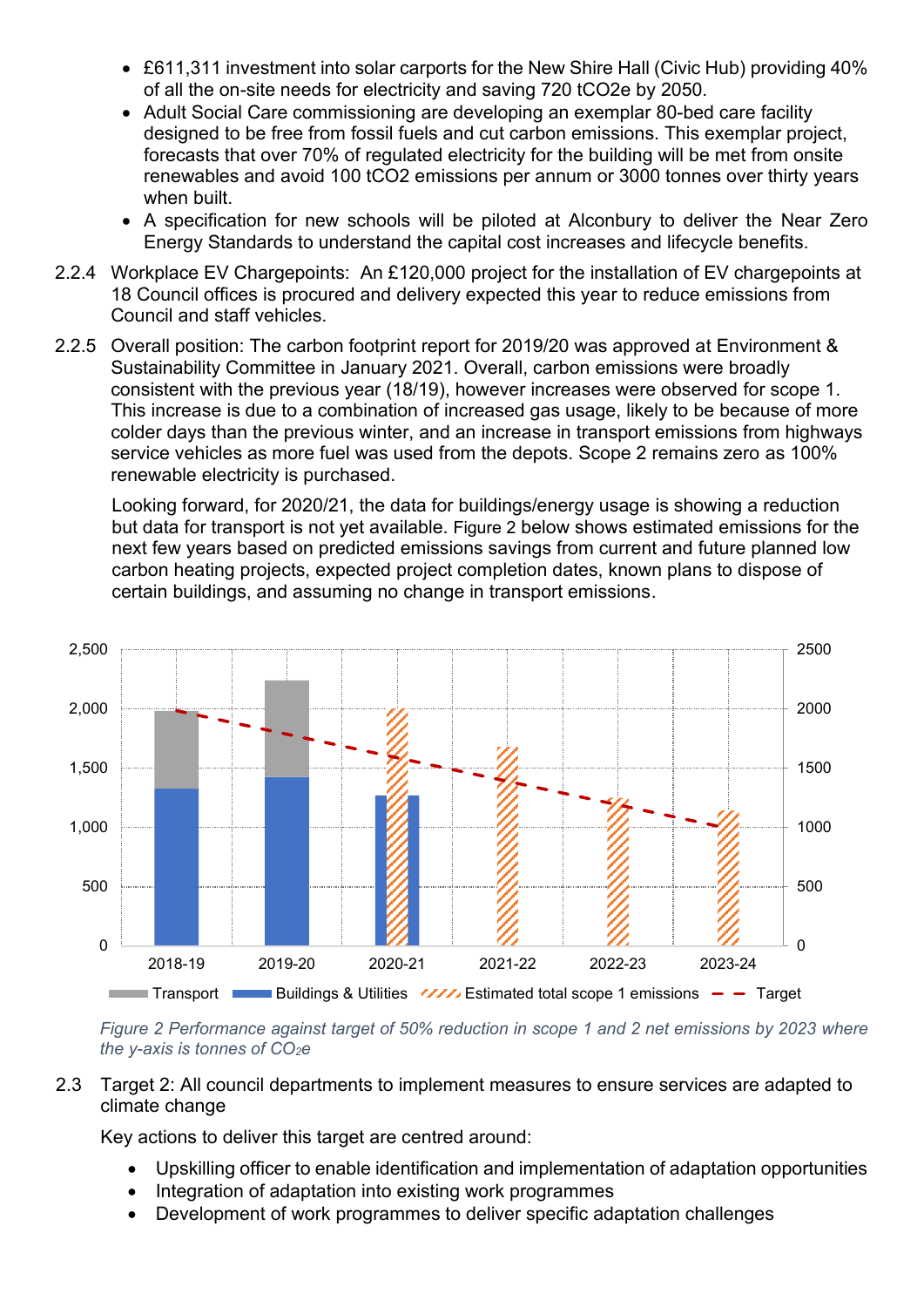- £611,311 investment into solar carports for the New Shire Hall (Civic Hub) providing 40% of all the on-site needs for electricity and saving 720 tCO2e by 2050.
- Adult Social Care commissioning are developing an exemplar 80-bed care facility designed to be free from fossil fuels and cut carbon emissions. This exemplar project, forecasts that over 70% of regulated electricity for the building will be met from onsite renewables and avoid 100 tCO2 emissions per annum or 3000 tonnes over thirty years when built.
- A specification for new schools will be piloted at Alconbury to deliver the Near Zero Energy Standards to understand the capital cost increases and lifecycle benefits.

2.2.4 Workplace EV Chargepoints: An £120,000 project for the installation of EV chargepoints at 18 Council offices is procured and delivery expected this year to reduce emissions from Council and staff vehicles.

2.2.5 Overall position: The carbon footprint report for 2019/20 was approved at Environment & Sustainability Committee in January 2021. Overall, carbon emissions were broadly consistent with the previous year (18/19), however increases were observed for scope 1. This increase is due to a combination of increased gas usage, likely to be because of more colder days than the previous winter, and an increase in transport emissions from highways service vehicles as more fuel was used from the depots. Scope 2 remains zero as 100% renewable electricity is purchased.

Looking forward, for 2020/21, the data for buildings/energy usage is showing a reduction but data for transport is not yet available. Figure 2 below shows estimated emissions for the next few years based on predicted emissions savings from current and future planned low carbon heating projects, expected project completion dates, known plans to dispose of certain buildings, and assuming no change in transport emissions.

*Figure 2 Performance against target of 50% reduction in scope 1 and 2 net emissions by 2023 where the y-axis is tonnes of $CO_2e$*

2.3 Target 2: All council departments to implement measures to ensure services are adapted to climate change

Key actions to deliver this target are centred around:

- Upskilling officer to enable identification and implementation of adaptation opportunities
- Integration of adaptation into existing work programmes
- Development of work programmes to deliver specific adaptation challenges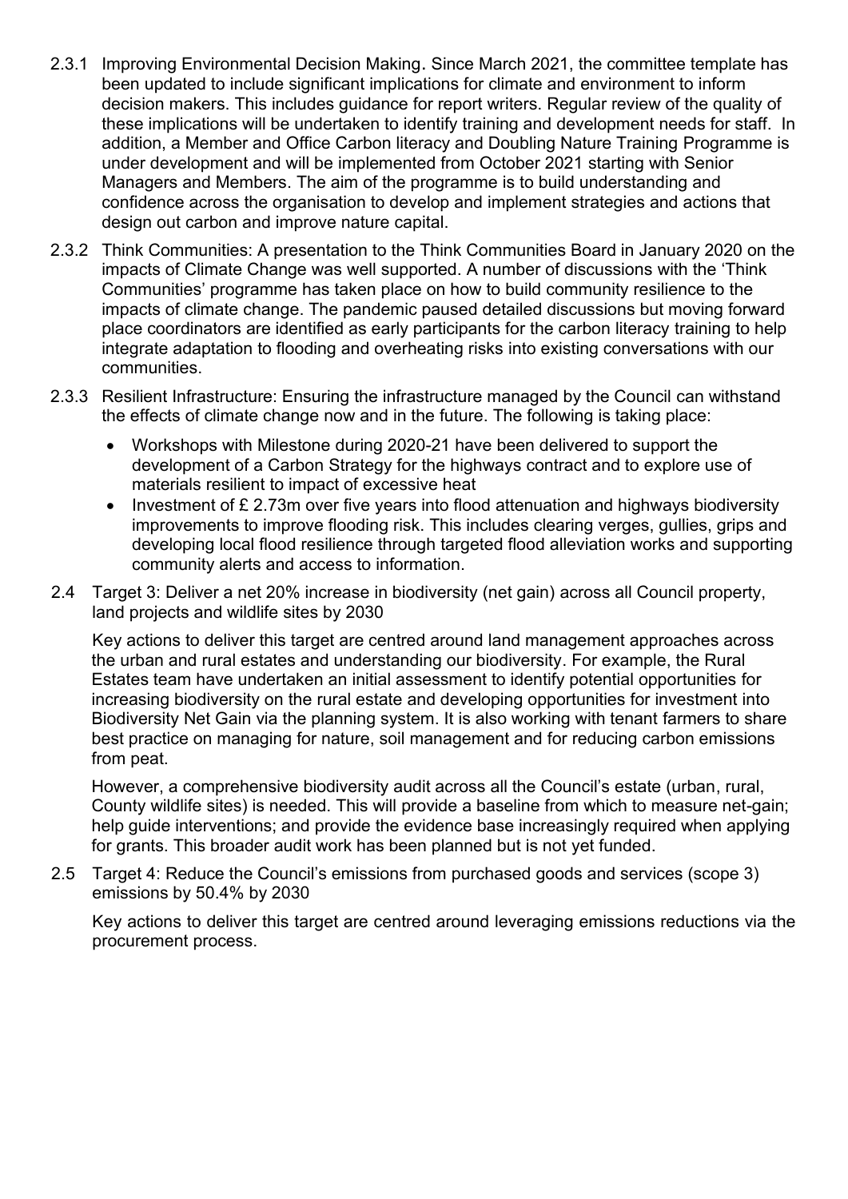2.3.1 Improving Environmental Decision Making. Since March 2021, the committee template has been updated to include significant implications for climate and environment to inform decision makers. This includes guidance for report writers. Regular review of the quality of these implications will be undertaken to identify training and development needs for staff. In addition, a Member and Office Carbon literacy and Doubling Nature Training Programme is under development and will be implemented from October 2021 starting with Senior Managers and Members. The aim of the programme is to build understanding and confidence across the organisation to develop and implement strategies and actions that design out carbon and improve nature capital.

2.3.2 Think Communities: A presentation to the Think Communities Board in January 2020 on the impacts of Climate Change was well supported. A number of discussions with the 'Think Communities' programme has taken place on how to build community resilience to the impacts of climate change. The pandemic paused detailed discussions but moving forward place coordinators are identified as early participants for the carbon literacy training to help integrate adaptation to flooding and overheating risks into existing conversations with our communities.

2.3.3 Resilient Infrastructure: Ensuring the infrastructure managed by the Council can withstand the effects of climate change now and in the future. The following is taking place:

- Workshops with Milestone during 2020-21 have been delivered to support the development of a Carbon Strategy for the highways contract and to explore use of materials resilient to impact of excessive heat
- Investment of £ 2.73m over five years into flood attenuation and highways biodiversity improvements to improve flooding risk. This includes clearing verges, gullies, grips and developing local flood resilience through targeted flood alleviation works and supporting community alerts and access to information.

2.4 Target 3: Deliver a net 20% increase in biodiversity (net gain) across all Council property, land projects and wildlife sites by 2030

Key actions to deliver this target are centred around land management approaches across the urban and rural estates and understanding our biodiversity. For example, the Rural Estates team have undertaken an initial assessment to identify potential opportunities for increasing biodiversity on the rural estate and developing opportunities for investment into Biodiversity Net Gain via the planning system. It is also working with tenant farmers to share best practice on managing for nature, soil management and for reducing carbon emissions from peat.

However, a comprehensive biodiversity audit across all the Council's estate (urban, rural, County wildlife sites) is needed. This will provide a baseline from which to measure net-gain; help guide interventions; and provide the evidence base increasingly required when applying for grants. This broader audit work has been planned but is not yet funded.

2.5 Target 4: Reduce the Council's emissions from purchased goods and services (scope 3) emissions by 50.4% by 2030

Key actions to deliver this target are centred around leveraging emissions reductions via the procurement process.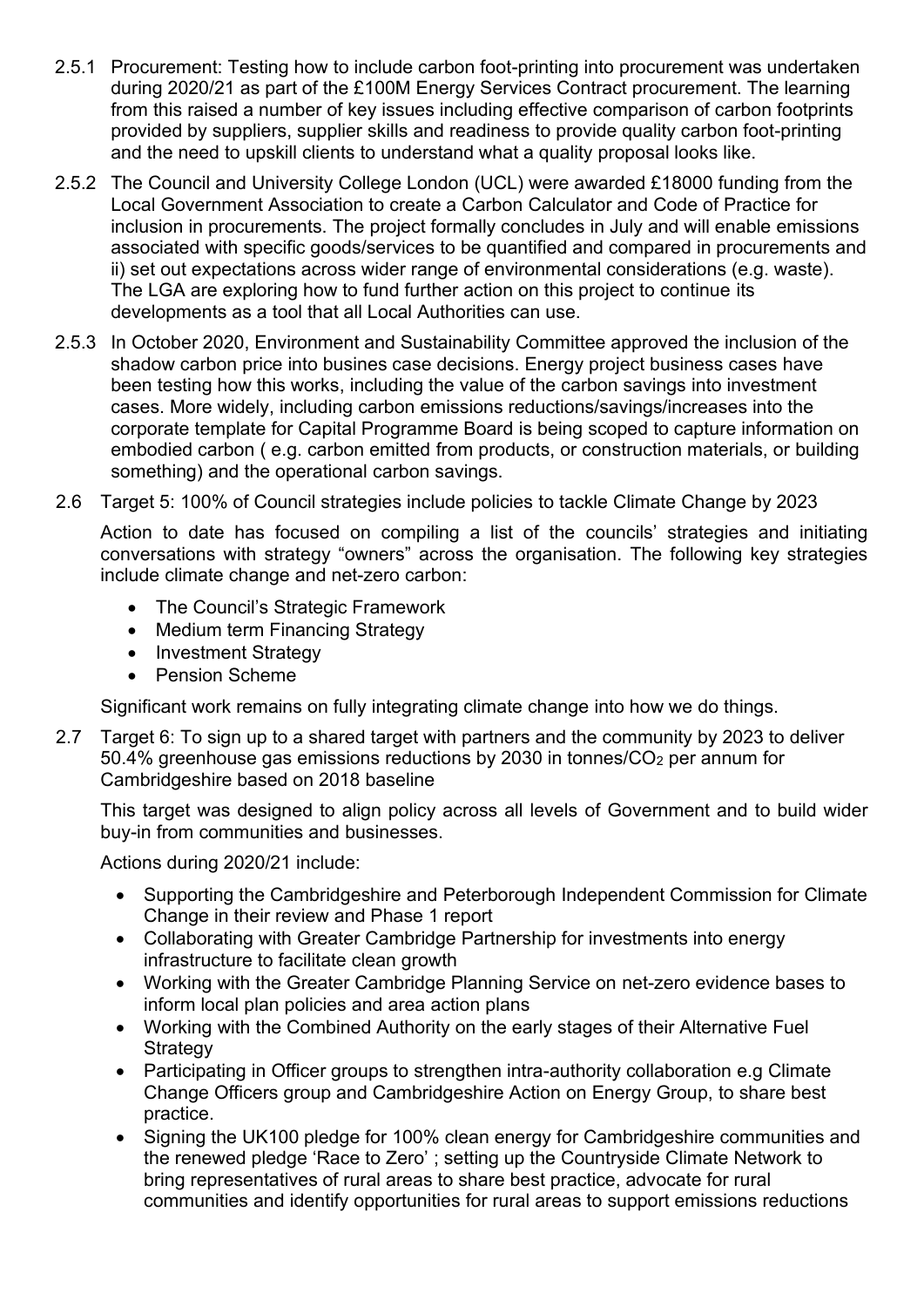2.5.1 Procurement: Testing how to include carbon foot-printing into procurement was undertaken during 2020/21 as part of the £100M Energy Services Contract procurement. The learning from this raised a number of key issues including effective comparison of carbon footprints provided by suppliers, supplier skills and readiness to provide quality carbon foot-printing and the need to upskill clients to understand what a quality proposal looks like.

2.5.2 The Council and University College London (UCL) were awarded £18000 funding from the Local Government Association to create a Carbon Calculator and Code of Practice for inclusion in procurements. The project formally concludes in July and will enable emissions associated with specific goods/services to be quantified and compared in procurements and ii) set out expectations across wider range of environmental considerations (e.g. waste). The LGA are exploring how to fund further action on this project to continue its developments as a tool that all Local Authorities can use.

2.5.3 In October 2020, Environment and Sustainability Committee approved the inclusion of the shadow carbon price into busines case decisions. Energy project business cases have been testing how this works, including the value of the carbon savings into investment cases. More widely, including carbon emissions reductions/savings/increases into the corporate template for Capital Programme Board is being scoped to capture information on embodied carbon ( e.g. carbon emitted from products, or construction materials, or building something) and the operational carbon savings.

2.6 Target 5: 100% of Council strategies include policies to tackle Climate Change by 2023

Action to date has focused on compiling a list of the councils' strategies and initiating conversations with strategy "owners" across the organisation. The following key strategies include climate change and net-zero carbon:

- The Council's Strategic Framework
- Medium term Financing Strategy
- Investment Strategy
- Pension Scheme

Significant work remains on fully integrating climate change into how we do things.

2.7 Target 6: To sign up to a shared target with partners and the community by 2023 to deliver 50.4% greenhouse gas emissions reductions by 2030 in tonnes/$CO_2$ per annum for Cambridgeshire based on 2018 baseline

This target was designed to align policy across all levels of Government and to build wider buy-in from communities and businesses.

Actions during 2020/21 include:

- Supporting the Cambridgeshire and Peterborough Independent Commission for Climate Change in their review and Phase 1 report
- Collaborating with Greater Cambridge Partnership for investments into energy infrastructure to facilitate clean growth
- Working with the Greater Cambridge Planning Service on net-zero evidence bases to inform local plan policies and area action plans
- Working with the Combined Authority on the early stages of their Alternative Fuel Strategy
- Participating in Officer groups to strengthen intra-authority collaboration e.g Climate Change Officers group and Cambridgeshire Action on Energy Group, to share best practice.
- Signing the UK100 pledge for 100% clean energy for Cambridgeshire communities and the renewed pledge 'Race to Zero' ; setting up the Countryside Climate Network to bring representatives of rural areas to share best practice, advocate for rural communities and identify opportunities for rural areas to support emissions reductions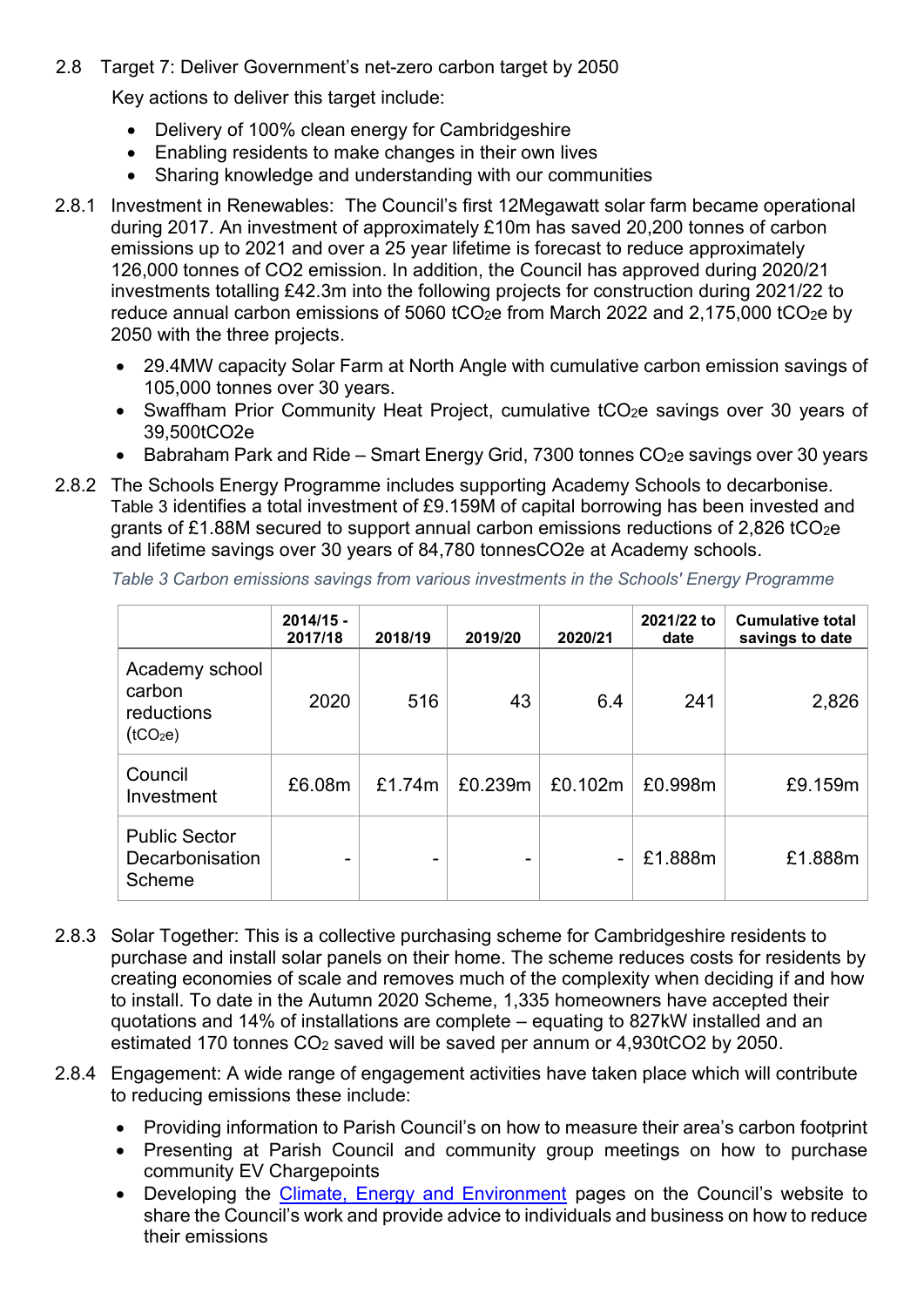2.8 Target 7: Deliver Government's net-zero carbon target by 2050

Key actions to deliver this target include:

- Delivery of 100% clean energy for Cambridgeshire
- Enabling residents to make changes in their own lives
- Sharing knowledge and understanding with our communities

2.8.1 Investment in Renewables: The Council's first 12Megawatt solar farm became operational during 2017. An investment of approximately £10m has saved 20,200 tonnes of carbon emissions up to 2021 and over a 25 year lifetime is forecast to reduce approximately 126,000 tonnes of $CO_2$ emission. In addition, the Council has approved during 2020/21 investments totalling £42.3m into the following projects for construction during 2021/22 to reduce annual carbon emissions of 5060 $tCO_2e$ from March 2022 and 2,175,000 $tCO_2e$ by 2050 with the three projects.

- 29.4MW capacity Solar Farm at North Angle with cumulative carbon emission savings of 105,000 tonnes over 30 years.
- Swaffham Prior Community Heat Project, cumulative $tCO_2e$ savings over 30 years of 39,500$tCO_2e$
- Babraham Park and Ride – Smart Energy Grid, 7300 tonnes $CO_2e$ savings over 30 years

2.8.2 The Schools Energy Programme includes supporting Academy Schools to decarbonise. Table 3 identifies a total investment of £9.159M of capital borrowing has been invested and grants of £1.88M secured to support annual carbon emissions reductions of 2,826 $tCO_2e$ and lifetime savings over 30 years of 84,780 tonnes$CO_2e$ at Academy schools.

*Table 3 Carbon emissions savings from various investments in the Schools' Energy Programme*

| | 2014/15 - 2017/18 | 2018/19 | 2019/20 | 2020/21 | 2021/22 to date | Cumulative total savings to date |
|---|---|---|---|---|---|---|
| Academy school carbon reductions ($tCO_2e$) | 2020 | 516 | 43 | 6.4 | 241 | 2,826 |
| Council Investment | £6.08m | £1.74m | £0.239m | £0.102m | £0.998m | £9.159m |
| Public Sector Decarbonisation Scheme | - | - | - | - | £1.888m | £1.888m |

2.8.3 Solar Together: This is a collective purchasing scheme for Cambridgeshire residents to purchase and install solar panels on their home. The scheme reduces costs for residents by creating economies of scale and removes much of the complexity when deciding if and how to install. To date in the Autumn 2020 Scheme, 1,335 homeowners have accepted their quotations and 14% of installations are complete – equating to 827kW installed and an estimated 170 tonnes $CO_2$ saved will be saved per annum or 4,930t$CO_2$ by 2050.

2.8.4 Engagement: A wide range of engagement activities have taken place which will contribute to reducing emissions these include:

- Providing information to Parish Council's on how to measure their area's carbon footprint
- Presenting at Parish Council and community group meetings on how to purchase community EV Chargepoints
- Developing the Climate, Energy and Environment pages on the Council's website to share the Council's work and provide advice to individuals and business on how to reduce their emissions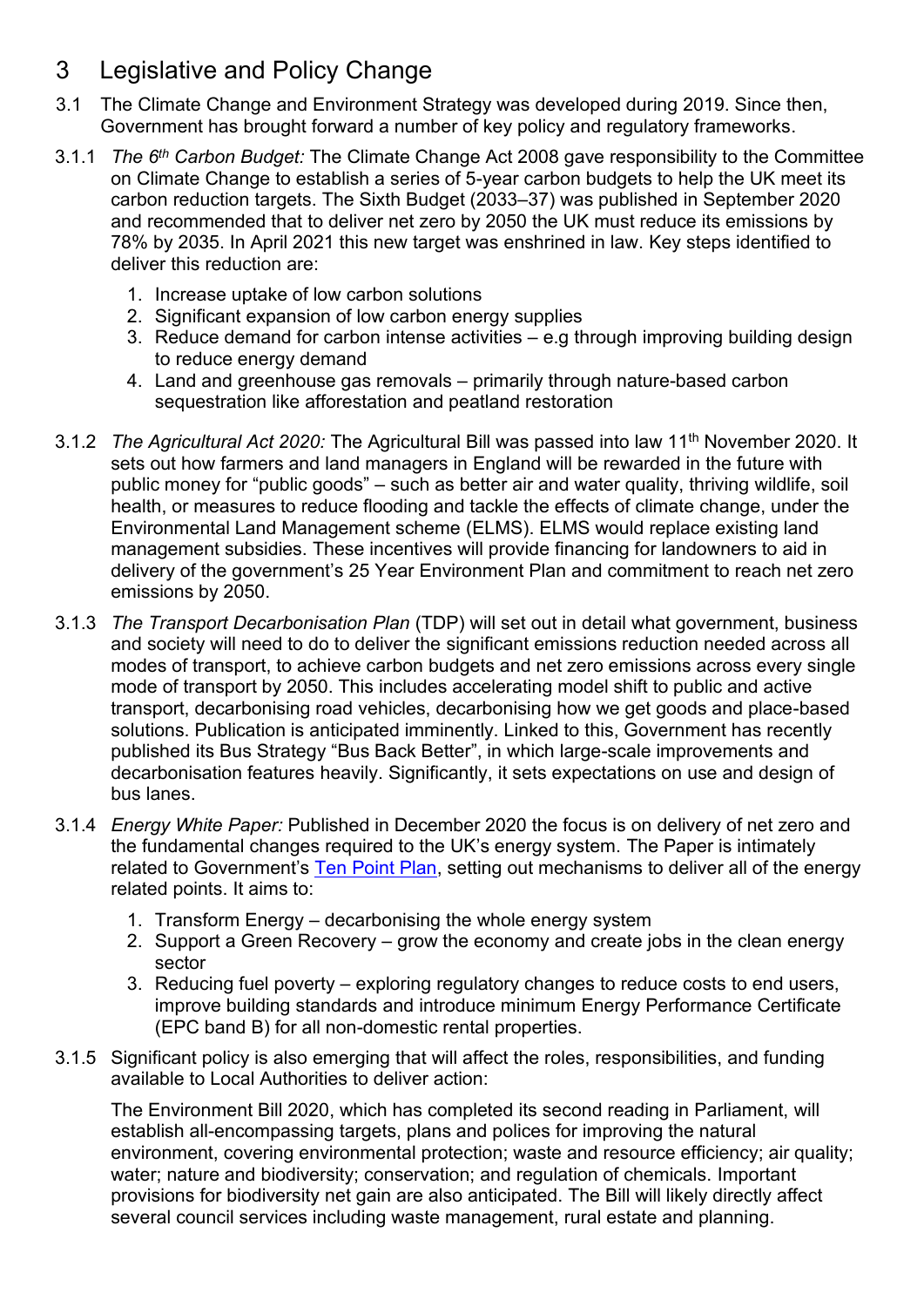# 3 Legislative and Policy Change

3.1 The Climate Change and Environment Strategy was developed during 2019. Since then, Government has brought forward a number of key policy and regulatory frameworks.

3.1.1 *The 6th Carbon Budget:* The Climate Change Act 2008 gave responsibility to the Committee on Climate Change to establish a series of 5-year carbon budgets to help the UK meet its carbon reduction targets. The Sixth Budget (2033–37) was published in September 2020 and recommended that to deliver net zero by 2050 the UK must reduce its emissions by 78% by 2035. In April 2021 this new target was enshrined in law. Key steps identified to deliver this reduction are:

1. Increase uptake of low carbon solutions
2. Significant expansion of low carbon energy supplies
3. Reduce demand for carbon intense activities – e.g through improving building design to reduce energy demand
4. Land and greenhouse gas removals – primarily through nature-based carbon sequestration like afforestation and peatland restoration

3.1.2 *The Agricultural Act 2020:* The Agricultural Bill was passed into law 11th November 2020. It sets out how farmers and land managers in England will be rewarded in the future with public money for "public goods" – such as better air and water quality, thriving wildlife, soil health, or measures to reduce flooding and tackle the effects of climate change, under the Environmental Land Management scheme (ELMS). ELMS would replace existing land management subsidies. These incentives will provide financing for landowners to aid in delivery of the government's 25 Year Environment Plan and commitment to reach net zero emissions by 2050.

3.1.3 *The Transport Decarbonisation Plan* (TDP) will set out in detail what government, business and society will need to do to deliver the significant emissions reduction needed across all modes of transport, to achieve carbon budgets and net zero emissions across every single mode of transport by 2050. This includes accelerating model shift to public and active transport, decarbonising road vehicles, decarbonising how we get goods and place-based solutions. Publication is anticipated imminently. Linked to this, Government has recently published its Bus Strategy "Bus Back Better", in which large-scale improvements and decarbonisation features heavily. Significantly, it sets expectations on use and design of bus lanes.

3.1.4 *Energy White Paper:* Published in December 2020 the focus is on delivery of net zero and the fundamental changes required to the UK's energy system. The Paper is intimately related to Government's [Ten Point Plan](), setting out mechanisms to deliver all of the energy related points. It aims to:

1. Transform Energy – decarbonising the whole energy system
2. Support a Green Recovery – grow the economy and create jobs in the clean energy sector
3. Reducing fuel poverty – exploring regulatory changes to reduce costs to end users, improve building standards and introduce minimum Energy Performance Certificate (EPC band B) for all non-domestic rental properties.

3.1.5 Significant policy is also emerging that will affect the roles, responsibilities, and funding available to Local Authorities to deliver action:

The Environment Bill 2020, which has completed its second reading in Parliament, will establish all-encompassing targets, plans and polices for improving the natural environment, covering environmental protection; waste and resource efficiency; air quality; water; nature and biodiversity; conservation; and regulation of chemicals. Important provisions for biodiversity net gain are also anticipated. The Bill will likely directly affect several council services including waste management, rural estate and planning.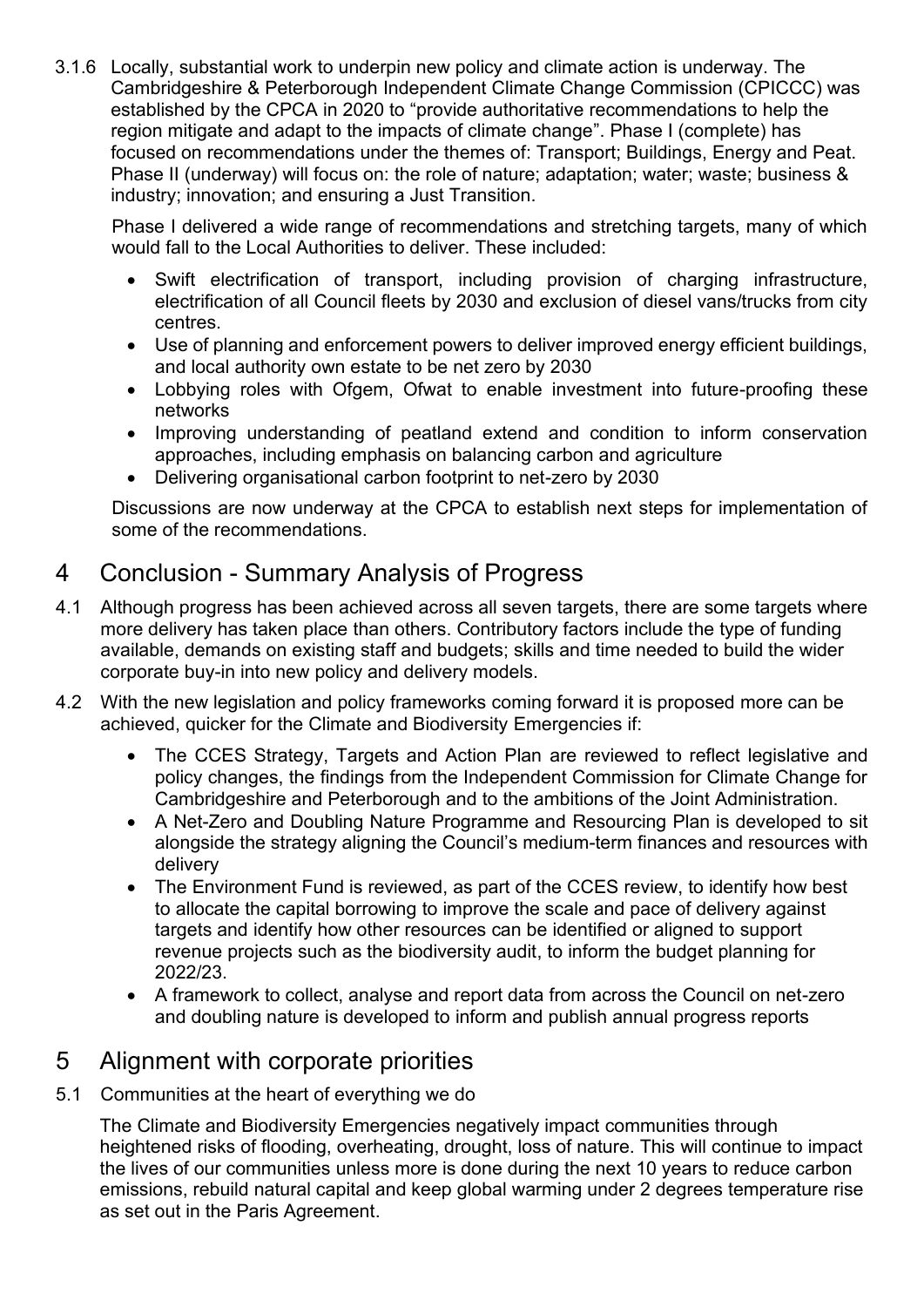3.1.6 Locally, substantial work to underpin new policy and climate action is underway. The Cambridgeshire & Peterborough Independent Climate Change Commission (CPICCC) was established by the CPCA in 2020 to "provide authoritative recommendations to help the region mitigate and adapt to the impacts of climate change". Phase I (complete) has focused on recommendations under the themes of: Transport; Buildings, Energy and Peat. Phase II (underway) will focus on: the role of nature; adaptation; water; waste; business & industry; innovation; and ensuring a Just Transition.

Phase I delivered a wide range of recommendations and stretching targets, many of which would fall to the Local Authorities to deliver. These included:

- Swift electrification of transport, including provision of charging infrastructure, electrification of all Council fleets by 2030 and exclusion of diesel vans/trucks from city centres.
- Use of planning and enforcement powers to deliver improved energy efficient buildings, and local authority own estate to be net zero by 2030
- Lobbying roles with Ofgem, Ofwat to enable investment into future-proofing these networks
- Improving understanding of peatland extend and condition to inform conservation approaches, including emphasis on balancing carbon and agriculture
- Delivering organisational carbon footprint to net-zero by 2030

Discussions are now underway at the CPCA to establish next steps for implementation of some of the recommendations.

# 4 Conclusion - Summary Analysis of Progress

4.1 Although progress has been achieved across all seven targets, there are some targets where more delivery has taken place than others. Contributory factors include the type of funding available, demands on existing staff and budgets; skills and time needed to build the wider corporate buy-in into new policy and delivery models.

4.2 With the new legislation and policy frameworks coming forward it is proposed more can be achieved, quicker for the Climate and Biodiversity Emergencies if:

- The CCES Strategy, Targets and Action Plan are reviewed to reflect legislative and policy changes, the findings from the Independent Commission for Climate Change for Cambridgeshire and Peterborough and to the ambitions of the Joint Administration.
- A Net-Zero and Doubling Nature Programme and Resourcing Plan is developed to sit alongside the strategy aligning the Council's medium-term finances and resources with delivery
- The Environment Fund is reviewed, as part of the CCES review, to identify how best to allocate the capital borrowing to improve the scale and pace of delivery against targets and identify how other resources can be identified or aligned to support revenue projects such as the biodiversity audit, to inform the budget planning for 2022/23.
- A framework to collect, analyse and report data from across the Council on net-zero and doubling nature is developed to inform and publish annual progress reports

# 5 Alignment with corporate priorities

5.1 Communities at the heart of everything we do

The Climate and Biodiversity Emergencies negatively impact communities through heightened risks of flooding, overheating, drought, loss of nature. This will continue to impact the lives of our communities unless more is done during the next 10 years to reduce carbon emissions, rebuild natural capital and keep global warming under 2 degrees temperature rise as set out in the Paris Agreement.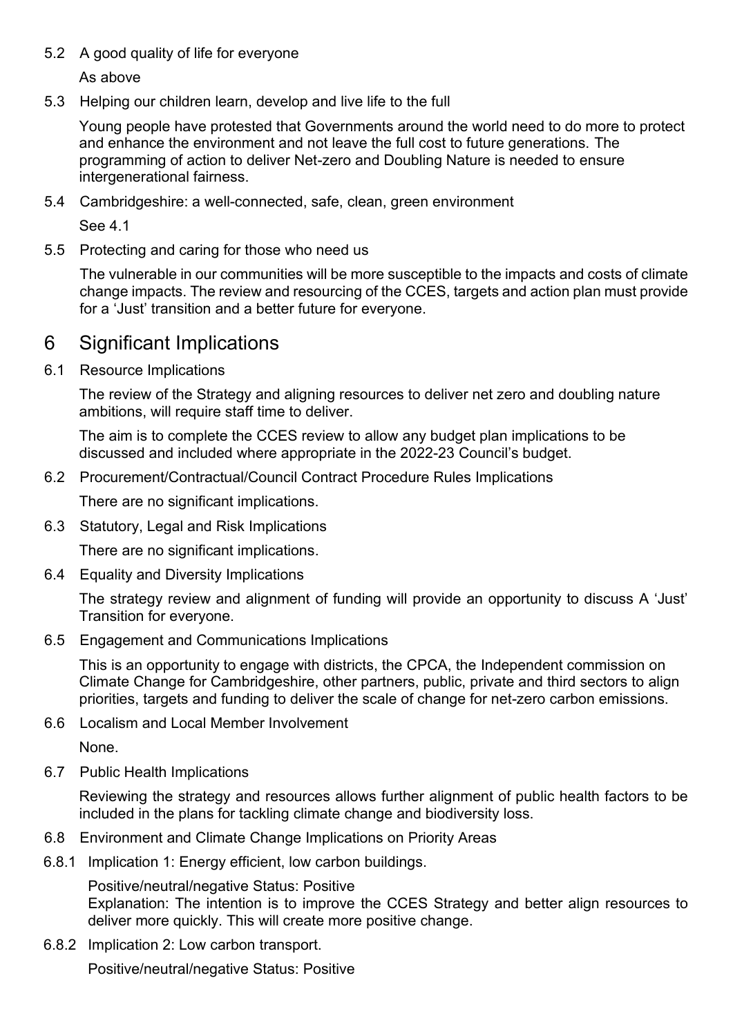5.2 A good quality of life for everyone

As above

5.3 Helping our children learn, develop and live life to the full

Young people have protested that Governments around the world need to do more to protect and enhance the environment and not leave the full cost to future generations. The programming of action to deliver Net-zero and Doubling Nature is needed to ensure intergenerational fairness.

5.4 Cambridgeshire: a well-connected, safe, clean, green environment

See 4.1

5.5 Protecting and caring for those who need us

The vulnerable in our communities will be more susceptible to the impacts and costs of climate change impacts. The review and resourcing of the CCES, targets and action plan must provide for a 'Just' transition and a better future for everyone.

# 6 Significant Implications

6.1 Resource Implications

The review of the Strategy and aligning resources to deliver net zero and doubling nature ambitions, will require staff time to deliver.

The aim is to complete the CCES review to allow any budget plan implications to be discussed and included where appropriate in the 2022-23 Council's budget.

6.2 Procurement/Contractual/Council Contract Procedure Rules Implications

There are no significant implications.

6.3 Statutory, Legal and Risk Implications

There are no significant implications.

6.4 Equality and Diversity Implications

The strategy review and alignment of funding will provide an opportunity to discuss A 'Just' Transition for everyone.

6.5 Engagement and Communications Implications

This is an opportunity to engage with districts, the CPCA, the Independent commission on Climate Change for Cambridgeshire, other partners, public, private and third sectors to align priorities, targets and funding to deliver the scale of change for net-zero carbon emissions.

6.6 Localism and Local Member Involvement

None.

6.7 Public Health Implications

Reviewing the strategy and resources allows further alignment of public health factors to be included in the plans for tackling climate change and biodiversity loss.

6.8 Environment and Climate Change Implications on Priority Areas

6.8.1 Implication 1: Energy efficient, low carbon buildings.

Positive/neutral/negative Status: Positive
Explanation: The intention is to improve the CCES Strategy and better align resources to deliver more quickly. This will create more positive change.

6.8.2 Implication 2: Low carbon transport.

Positive/neutral/negative Status: Positive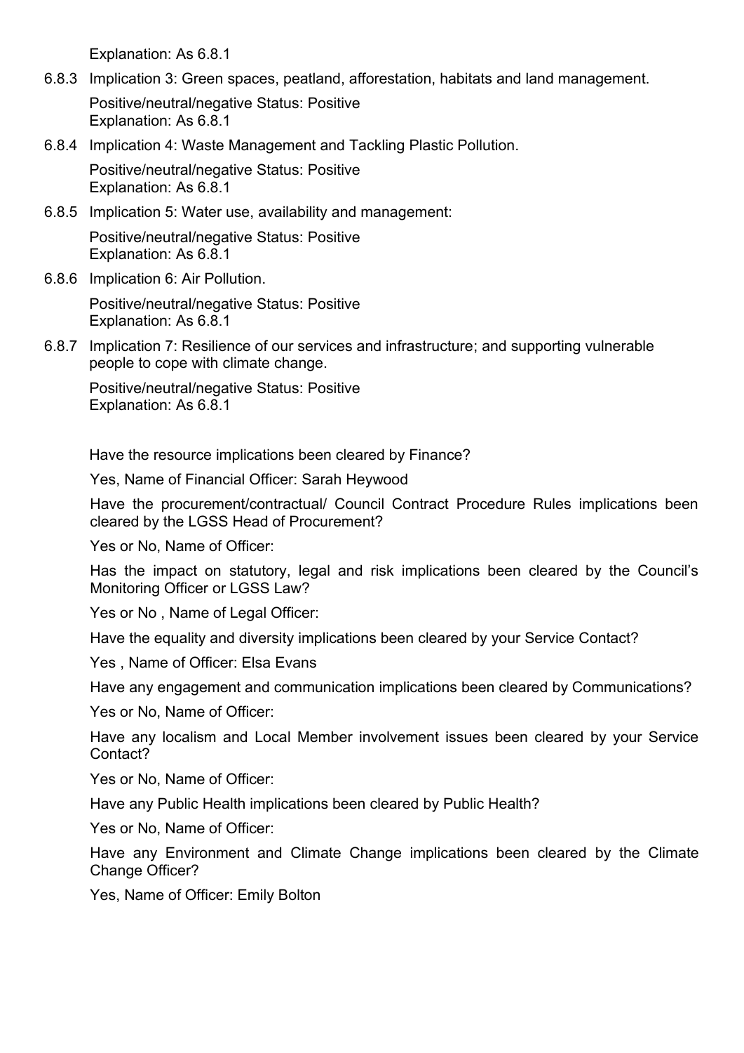Explanation: As 6.8.1

6.8.3 Implication 3: Green spaces, peatland, afforestation, habitats and land management.

Positive/neutral/negative Status: Positive
Explanation: As 6.8.1

6.8.4 Implication 4: Waste Management and Tackling Plastic Pollution.

Positive/neutral/negative Status: Positive
Explanation: As 6.8.1

6.8.5 Implication 5: Water use, availability and management:

Positive/neutral/negative Status: Positive
Explanation: As 6.8.1

6.8.6 Implication 6: Air Pollution.

Positive/neutral/negative Status: Positive
Explanation: As 6.8.1

6.8.7 Implication 7: Resilience of our services and infrastructure; and supporting vulnerable people to cope with climate change.

Positive/neutral/negative Status: Positive
Explanation: As 6.8.1

Have the resource implications been cleared by Finance?

Yes, Name of Financial Officer: Sarah Heywood

Have the procurement/contractual/ Council Contract Procedure Rules implications been cleared by the LGSS Head of Procurement?

Yes or No, Name of Officer:

Has the impact on statutory, legal and risk implications been cleared by the Council's Monitoring Officer or LGSS Law?

Yes or No , Name of Legal Officer:

Have the equality and diversity implications been cleared by your Service Contact?

Yes , Name of Officer: Elsa Evans

Have any engagement and communication implications been cleared by Communications?

Yes or No, Name of Officer:

Have any localism and Local Member involvement issues been cleared by your Service Contact?

Yes or No, Name of Officer:

Have any Public Health implications been cleared by Public Health?

Yes or No, Name of Officer:

Have any Environment and Climate Change implications been cleared by the Climate Change Officer?

Yes, Name of Officer: Emily Bolton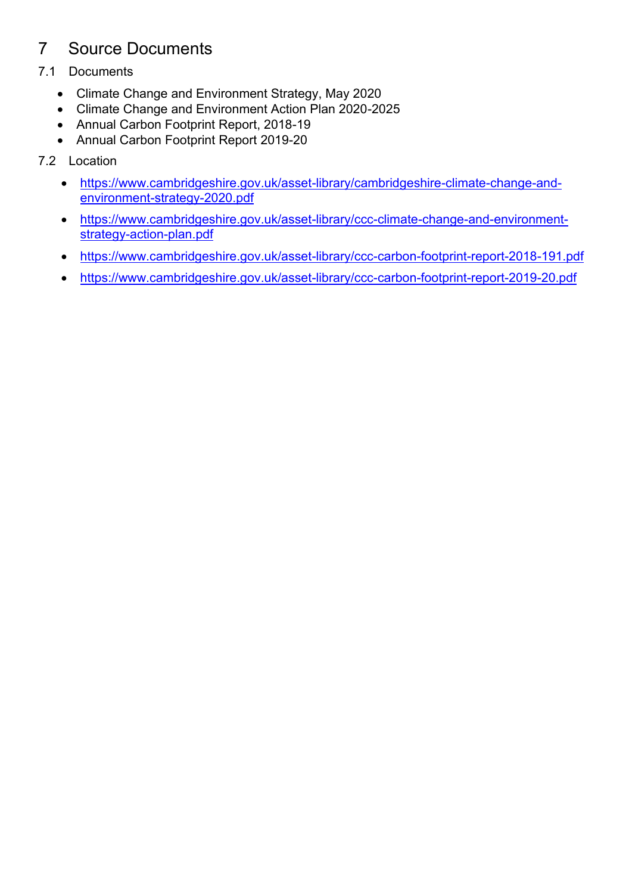# 7 Source Documents

## 7.1 Documents

- Climate Change and Environment Strategy, May 2020
- Climate Change and Environment Action Plan 2020-2025
- Annual Carbon Footprint Report, 2018-19
- Annual Carbon Footprint Report 2019-20

## 7.2 Location

- https://www.cambridgeshire.gov.uk/asset-library/cambridgeshire-climate-change-and-environment-strategy-2020.pdf
- https://www.cambridgeshire.gov.uk/asset-library/ccc-climate-change-and-environment-strategy-action-plan.pdf
- https://www.cambridgeshire.gov.uk/asset-library/ccc-carbon-footprint-report-2018-191.pdf
- https://www.cambridgeshire.gov.uk/asset-library/ccc-carbon-footprint-report-2019-20.pdf